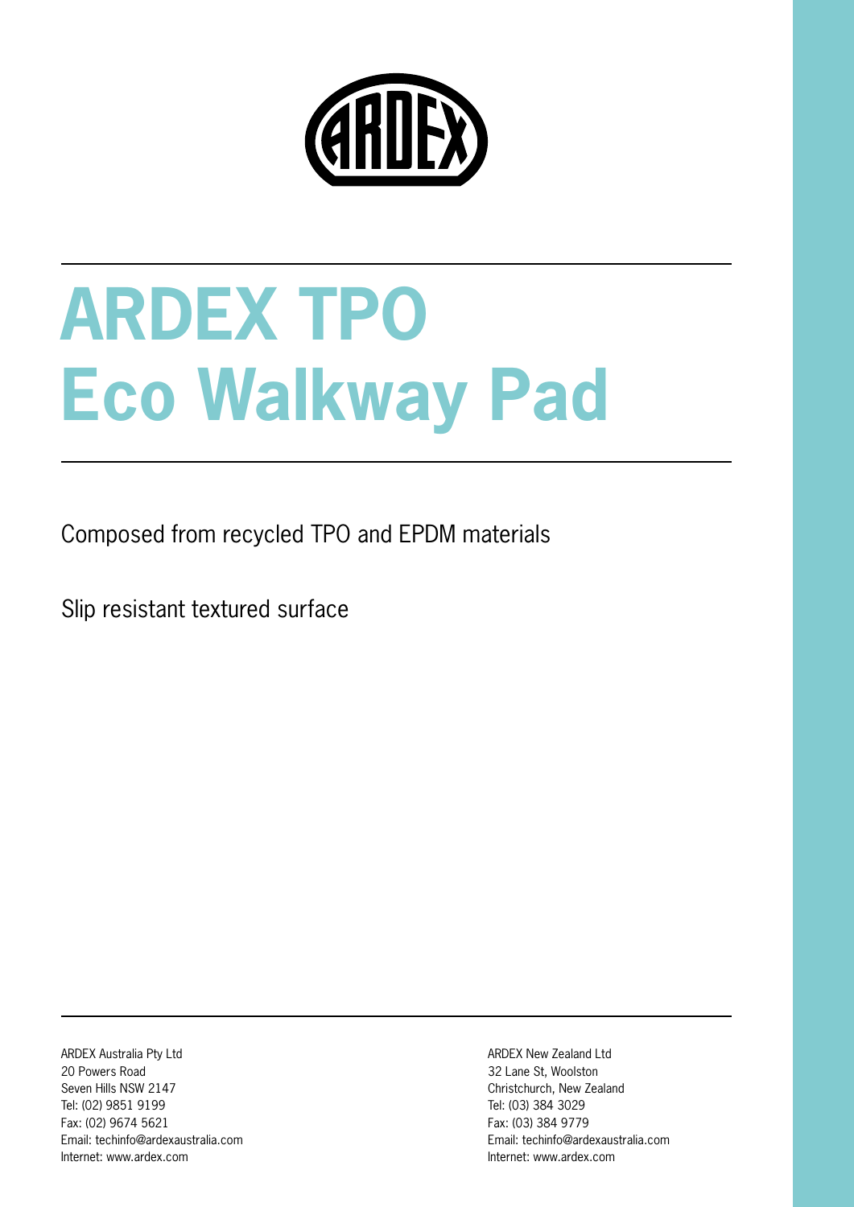# ARDEX TPO Eco Walkway Pad

Composed from recycled TPO and EPDM materials

Slip resistant textured surface

ARDEX Australia Pty Ltd
20 Powers Road
Seven Hills NSW 2147
Tel: (02) 9851 9199
Fax: (02) 9674 5621
Email: techinfo@ardexaustralia.com
Internet: www.ardex.com

ARDEX New Zealand Ltd
32 Lane St, Woolston
Christchurch, New Zealand
Tel: (03) 384 3029
Fax: (03) 384 9779
Email: techinfo@ardexaustralia.com
Internet: www.ardex.com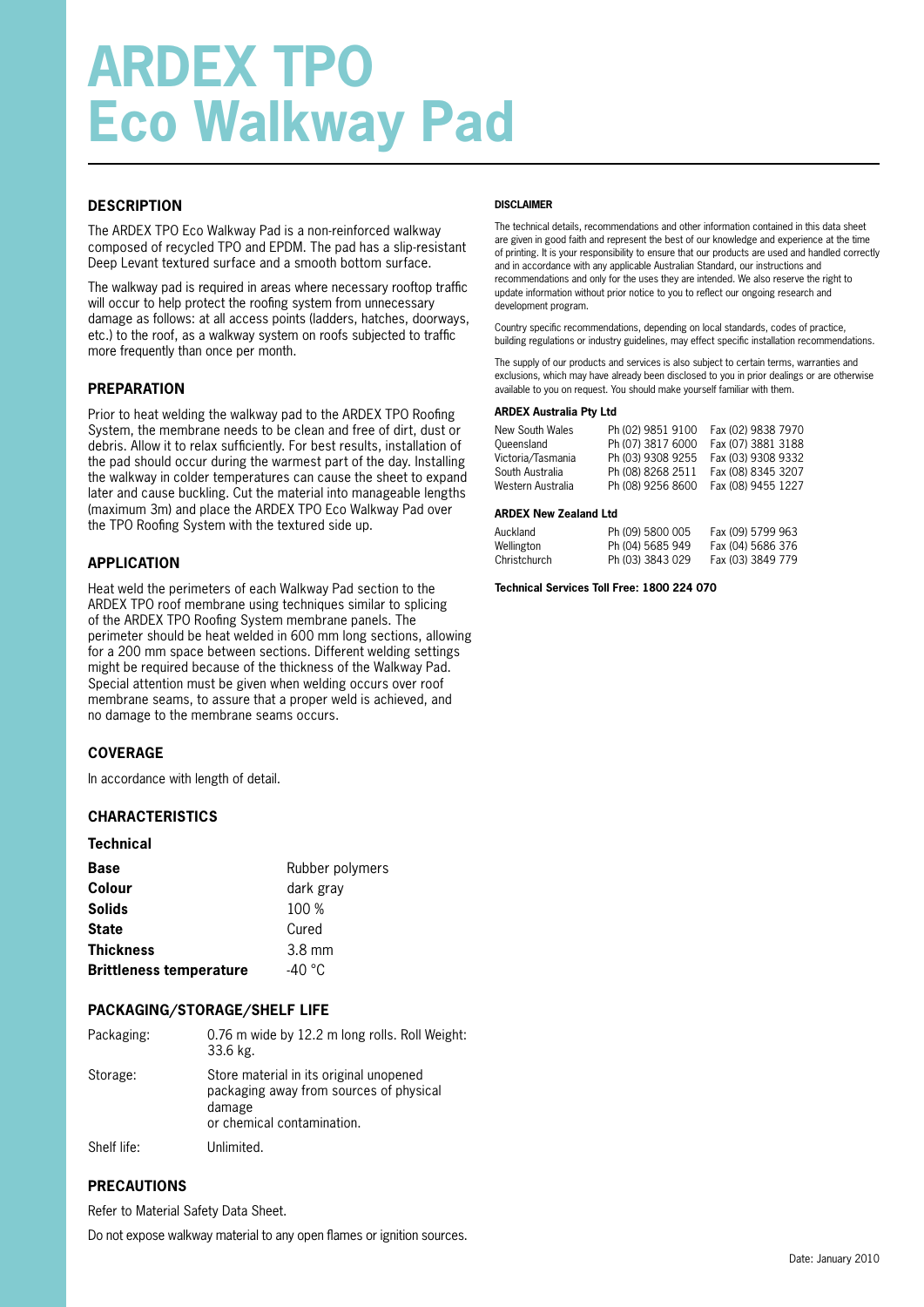# ARDEX TPO Eco Walkway Pad

## DESCRIPTION

The ARDEX TPO Eco Walkway Pad is a non-reinforced walkway composed of recycled TPO and EPDM. The pad has a slip-resistant Deep Levant textured surface and a smooth bottom surface.

The walkway pad is required in areas where necessary rooftop traffic will occur to help protect the roofing system from unnecessary damage as follows: at all access points (ladders, hatches, doorways, etc.) to the roof, as a walkway system on roofs subjected to traffic more frequently than once per month.

## PREPARATION

Prior to heat welding the walkway pad to the ARDEX TPO Roofing System, the membrane needs to be clean and free of dirt, dust or debris. Allow it to relax sufficiently. For best results, installation of the pad should occur during the warmest part of the day. Installing the walkway in colder temperatures can cause the sheet to expand later and cause buckling. Cut the material into manageable lengths (maximum 3m) and place the ARDEX TPO Eco Walkway Pad over the TPO Roofing System with the textured side up.

## APPLICATION

Heat weld the perimeters of each Walkway Pad section to the ARDEX TPO roof membrane using techniques similar to splicing of the ARDEX TPO Roofing System membrane panels. The perimeter should be heat welded in 600 mm long sections, allowing for a 200 mm space between sections. Different welding settings might be required because of the thickness of the Walkway Pad. Special attention must be given when welding occurs over roof membrane seams, to assure that a proper weld is achieved, and no damage to the membrane seams occurs.

## COVERAGE

In accordance with length of detail.

## CHARACTERISTICS

### Technical

| | |
|---|---|
| **Base** | Rubber polymers |
| **Colour** | dark gray |
| **Solids** | 100 % |
| **State** | Cured |
| **Thickness** | 3.8 mm |
| **Brittleness temperature** | -40 °C |

## PACKAGING/STORAGE/SHELF LIFE

| | |
|---|---|
| Packaging: | 0.76 m wide by 12.2 m long rolls. Roll Weight: 33.6 kg. |
| Storage: | Store material in its original unopened packaging away from sources of physical damage or chemical contamination. |
| Shelf life: | Unlimited. |

## PRECAUTIONS

Refer to Material Safety Data Sheet.

Do not expose walkway material to any open flames or ignition sources.

#### DISCLAIMER

The technical details, recommendations and other information contained in this data sheet are given in good faith and represent the best of our knowledge and experience at the time of printing. It is your responsibility to ensure that our products are used and handled correctly and in accordance with any applicable Australian Standard, our instructions and recommendations and only for the uses they are intended. We also reserve the right to update information without prior notice to you to reflect our ongoing research and development program.

Country specific recommendations, depending on local standards, codes of practice, building regulations or industry guidelines, may effect specific installation recommendations.

The supply of our products and services is also subject to certain terms, warranties and exclusions, which may have already been disclosed to you in prior dealings or are otherwise available to you on request. You should make yourself familiar with them.

**ARDEX Australia Pty Ltd**

| | | |
|---|---|---|
| New South Wales | Ph (02) 9851 9100 | Fax (02) 9838 7970 |
| Queensland | Ph (07) 3817 6000 | Fax (07) 3881 3188 |
| Victoria/Tasmania | Ph (03) 9308 9255 | Fax (03) 9308 9332 |
| South Australia | Ph (08) 8268 2511 | Fax (08) 8345 3207 |
| Western Australia | Ph (08) 9256 8600 | Fax (08) 9455 1227 |

**ARDEX New Zealand Ltd**

| | | |
|---|---|---|
| Auckland | Ph (09) 5800 005 | Fax (09) 5799 963 |
| Wellington | Ph (04) 5685 949 | Fax (04) 5686 376 |
| Christchurch | Ph (03) 3843 029 | Fax (03) 3849 779 |

**Technical Services Toll Free: 1800 224 070**

Date: January 2010